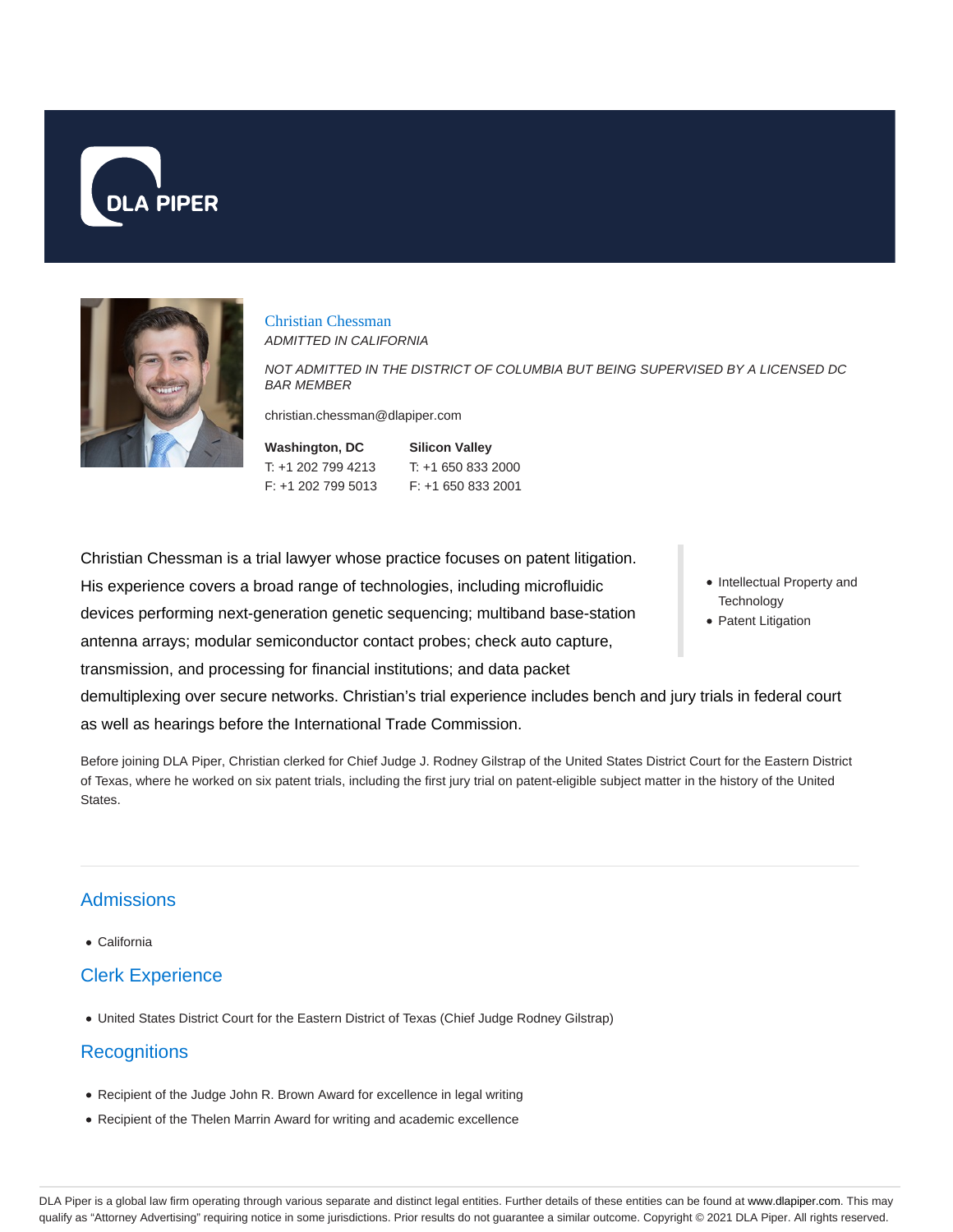DLA PIPER

# Christian Chessman

*ADMITTED IN CALIFORNIA*

*NOT ADMITTED IN THE DISTRICT OF COLUMBIA BUT BEING SUPERVISED BY A LICENSED DC BAR MEMBER*

christian.chessman@dlapiper.com

**Washington, DC**
T: +1 202 799 4213
F: +1 202 799 5013

**Silicon Valley**
T: +1 650 833 2000
F: +1 650 833 2001

- Intellectual Property and Technology
- Patent Litigation

Christian Chessman is a trial lawyer whose practice focuses on patent litigation. His experience covers a broad range of technologies, including microfluidic devices performing next-generation genetic sequencing; multiband base-station antenna arrays; modular semiconductor contact probes; check auto capture, transmission, and processing for financial institutions; and data packet demultiplexing over secure networks. Christian's trial experience includes bench and jury trials in federal court as well as hearings before the International Trade Commission.

Before joining DLA Piper, Christian clerked for Chief Judge J. Rodney Gilstrap of the United States District Court for the Eastern District of Texas, where he worked on six patent trials, including the first jury trial on patent-eligible subject matter in the history of the United States.

## Admissions

- California

## Clerk Experience

- United States District Court for the Eastern District of Texas (Chief Judge Rodney Gilstrap)

## Recognitions

- Recipient of the Judge John R. Brown Award for excellence in legal writing
- Recipient of the Thelen Marrin Award for writing and academic excellence

DLA Piper is a global law firm operating through various separate and distinct legal entities. Further details of these entities can be found at www.dlapiper.com. This may qualify as "Attorney Advertising" requiring notice in some jurisdictions. Prior results do not guarantee a similar outcome. Copyright © 2021 DLA Piper. All rights reserved.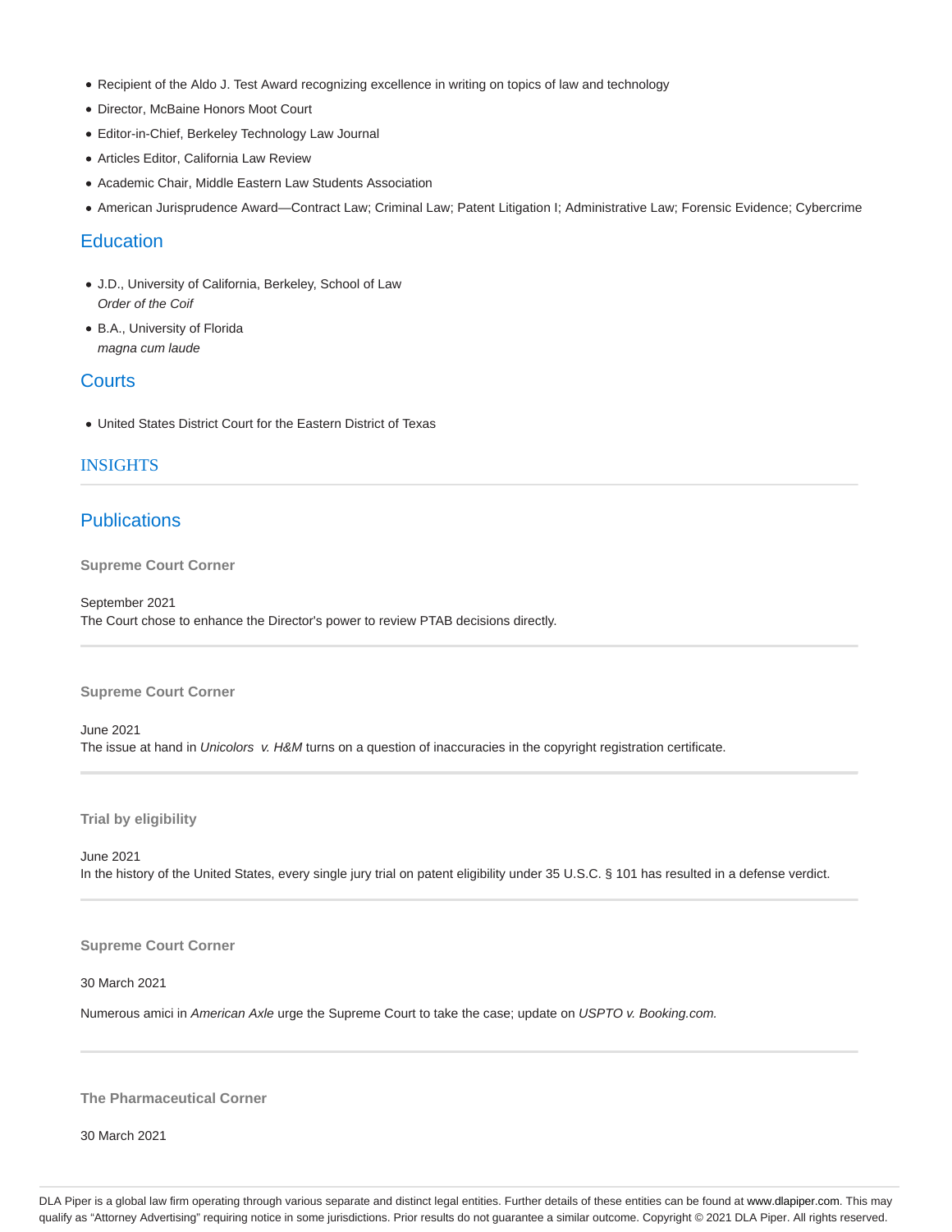- Recipient of the Aldo J. Test Award recognizing excellence in writing on topics of law and technology
- Director, McBaine Honors Moot Court
- Editor-in-Chief, Berkeley Technology Law Journal
- Articles Editor, California Law Review
- Academic Chair, Middle Eastern Law Students Association
- American Jurisprudence Award—Contract Law; Criminal Law; Patent Litigation I; Administrative Law; Forensic Evidence; Cybercrime

## Education

- J.D., University of California, Berkeley, School of Law
  *Order of the Coif*
- B.A., University of Florida
  *magna cum laude*

## Courts

- United States District Court for the Eastern District of Texas

## INSIGHTS

## Publications

### Supreme Court Corner

September 2021
The Court chose to enhance the Director's power to review PTAB decisions directly.

### Supreme Court Corner

June 2021
The issue at hand in *Unicolors v. H&M* turns on a question of inaccuracies in the copyright registration certificate.

### Trial by eligibility

June 2021
In the history of the United States, every single jury trial on patent eligibility under 35 U.S.C. § 101 has resulted in a defense verdict.

### Supreme Court Corner

30 March 2021

Numerous amici in *American Axle* urge the Supreme Court to take the case; update on *USPTO v. Booking.com*.

### The Pharmaceutical Corner

30 March 2021

DLA Piper is a global law firm operating through various separate and distinct legal entities. Further details of these entities can be found at www.dlapiper.com. This may qualify as "Attorney Advertising" requiring notice in some jurisdictions. Prior results do not guarantee a similar outcome. Copyright © 2021 DLA Piper. All rights reserved.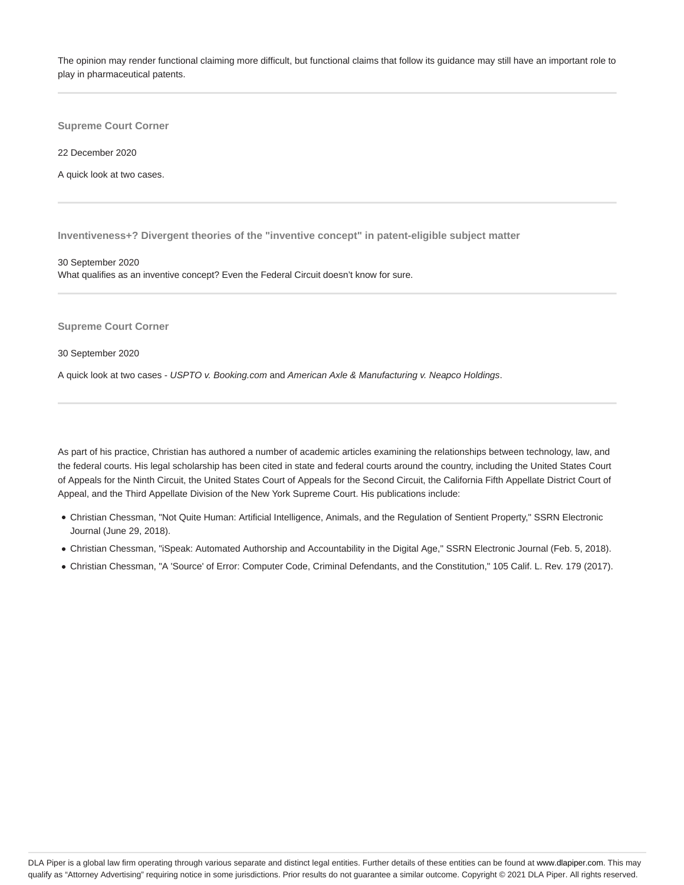The opinion may render functional claiming more difficult, but functional claims that follow its guidance may still have an important role to play in pharmaceutical patents.

---

**Supreme Court Corner**

22 December 2020

A quick look at two cases.

---

**Inventiveness+? Divergent theories of the "inventive concept" in patent-eligible subject matter**

30 September 2020

What qualifies as an inventive concept? Even the Federal Circuit doesn't know for sure.

---

**Supreme Court Corner**

30 September 2020

A quick look at two cases - *USPTO v. Booking.com* and *American Axle & Manufacturing v. Neapco Holdings*.

---

As part of his practice, Christian has authored a number of academic articles examining the relationships between technology, law, and the federal courts. His legal scholarship has been cited in state and federal courts around the country, including the United States Court of Appeals for the Ninth Circuit, the United States Court of Appeals for the Second Circuit, the California Fifth Appellate District Court of Appeal, and the Third Appellate Division of the New York Supreme Court. His publications include:

- Christian Chessman, "Not Quite Human: Artificial Intelligence, Animals, and the Regulation of Sentient Property," SSRN Electronic Journal (June 29, 2018).
- Christian Chessman, "iSpeak: Automated Authorship and Accountability in the Digital Age," SSRN Electronic Journal (Feb. 5, 2018).
- Christian Chessman, "A 'Source' of Error: Computer Code, Criminal Defendants, and the Constitution," 105 Calif. L. Rev. 179 (2017).